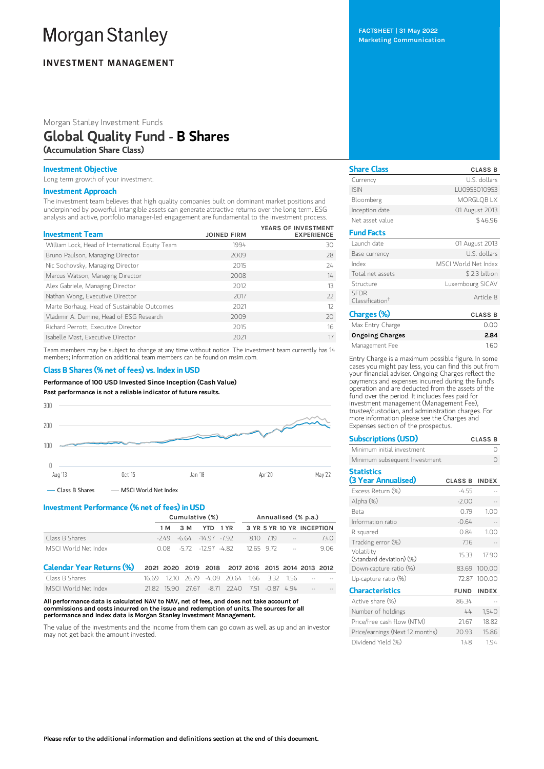# Morgan Stanley

**INVESTMENT MANAGEMENT**

FACTSHEET | 31 May 2022
Marketing Communication

Morgan Stanley Investment Funds

## Global Quality Fund - B Shares

**(Accumulation Share Class)**

### Investment Objective

Long term growth of your investment.

### Investment Approach

The investment team believes that high quality companies built on dominant market positions and underpinned by powerful intangible assets can generate attractive returns over the long term. ESG analysis and active, portfolio manager-led engagement are fundamental to the investment process.

| Investment Team | JOINED FIRM | YEARS OF INVESTMENT EXPERIENCE |
|---|---|---|
| William Lock, Head of International Equity Team | 1994 | 30 |
| Bruno Paulson, Managing Director | 2009 | 28 |
| Nic Sochovsky, Managing Director | 2015 | 24 |
| Marcus Watson, Managing Director | 2008 | 14 |
| Alex Gabriele, Managing Director | 2012 | 13 |
| Nathan Wong, Executive Director | 2017 | 22 |
| Marte Borhaug, Head of Sustainable Outcomes | 2021 | 12 |
| Vladimir A. Demine, Head of ESG Research | 2009 | 20 |
| Richard Perrott, Executive Director | 2015 | 16 |
| Isabelle Mast, Executive Director | 2021 | 17 |

Team members may be subject to change at any time without notice. The investment team currently has 14 members; information on additional team members can be found on msim.com.

### Class B Shares (% net of fees) vs. Index in USD

**Performance of 100 USD Invested Since Inception (Cash Value)**

**Past performance is not a reliable indicator of future results.**

— Class B Shares — MSCI World Net Index

### Investment Performance (% net of fees) in USD

| | Cumulative (%) | | | | Annualised (% p.a.) | | | |
|---|---|---|---|---|---|---|---|---|
| | 1 M | 3 M | YTD | 1 YR | 3 YR | 5 YR | 10 YR | INCEPTION |
| Class B Shares | -2.49 | -6.64 | -14.97 | -7.92 | 8.10 | 7.19 | -- | 7.40 |
| MSCI World Net Index | 0.08 | -5.72 | -12.97 | -4.82 | 12.65 | 9.72 | -- | 9.06 |

| Calendar Year Returns (%) | 2021 | 2020 | 2019 | 2018 | 2017 | 2016 | 2015 | 2014 | 2013 | 2012 |
|---|---|---|---|---|---|---|---|---|---|---|
| Class B Shares | 16.69 | 12.10 | 26.79 | -4.09 | 20.64 | 1.66 | 3.32 | 1.56 | -- | -- |
| MSCI World Net Index | 21.82 | 15.90 | 27.67 | -8.71 | 22.40 | 7.51 | -0.87 | 4.94 | -- | -- |

**All performance data is calculated NAV to NAV, net of fees, and does not take account of commissions and costs incurred on the issue and redemption of units. The sources for all performance and Index data is Morgan Stanley Investment Management.**

The value of the investments and the income from them can go down as well as up and an investor may not get back the amount invested.

| Share Class | CLASS B |
|---|---|
| Currency | U.S. dollars |
| ISIN | LU0955010953 |
| Bloomberg | MORGLQB LX |
| Inception date | 01 August 2013 |
| Net asset value | $ 46.96 |

| Fund Facts | |
|---|---|
| Launch date | 01 August 2013 |
| Base currency | U.S. dollars |
| Index | MSCI World Net Index |
| Total net assets | $ 2.3 billion |
| Structure | Luxembourg SICAV |
| SFDR Classification† | Article 8 |

| Charges (%) | CLASS B |
|---|---|
| Max Entry Charge | 0.00 |
| **Ongoing Charges** | **2.84** |
| Management Fee | 1.60 |

Entry Charge is a maximum possible figure. In some cases you might pay less, you can find this out from your financial adviser. Ongoing Charges reflect the payments and expenses incurred during the fund's operation and are deducted from the assets of the fund over the period. It includes fees paid for investment management (Management Fee), trustee/custodian, and administration charges. For more information please see the Charges and Expenses section of the prospectus.

| Subscriptions (USD) | CLASS B |
|---|---|
| Minimum initial investment | 0 |
| Minimum subsequent Investment | 0 |

| Statistics (3 Year Annualised) | CLASS B | INDEX |
|---|---|---|
| Excess Return (%) | -4.55 | -- |
| Alpha (%) | -2.00 | -- |
| Beta | 0.79 | 1.00 |
| Information ratio | -0.64 | -- |
| R squared | 0.84 | 1.00 |
| Tracking error (%) | 7.16 | -- |
| Volatility (Standard deviation) (%) | 15.33 | 17.90 |
| Down-capture ratio (%) | 83.69 | 100.00 |
| Up-capture ratio (%) | 72.87 | 100.00 |

| Characteristics | FUND | INDEX |
|---|---|---|
| Active share (%) | 86.34 | -- |
| Number of holdings | 44 | 1,540 |
| Price/free cash flow (NTM) | 21.67 | 18.82 |
| Price/earnings (Next 12 months) | 20.93 | 15.86 |
| Dividend Yield (%) | 1.48 | 1.94 |

**Please refer to the additional information and definitions section at the end of this document.**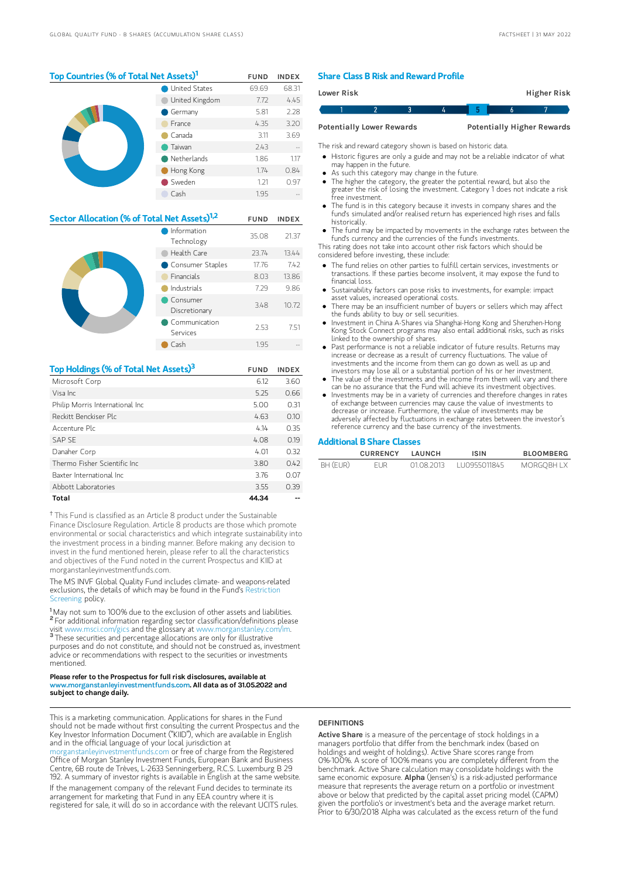## Top Countries (% of Total Net Assets)[1]

| | FUND | INDEX |
|---|---|---|
| United States | 69.69 | 68.31 |
| United Kingdom | 7.72 | 4.45 |
| Germany | 5.81 | 2.28 |
| France | 4.35 | 3.20 |
| Canada | 3.11 | 3.69 |
| Taiwan | 2.43 | -- |
| Netherlands | 1.86 | 1.17 |
| Hong Kong | 1.74 | 0.84 |
| Sweden | 1.21 | 0.97 |
| Cash | 1.95 | -- |

## Sector Allocation (% of Total Net Assets)[1,2]

| | FUND | INDEX |
|---|---|---|
| Information Technology | 35.08 | 21.37 |
| Health Care | 23.74 | 13.44 |
| Consumer Staples | 17.76 | 7.42 |
| Financials | 8.03 | 13.86 |
| Industrials | 7.29 | 9.86 |
| Consumer Discretionary | 3.48 | 10.72 |
| Communication Services | 2.53 | 7.51 |
| Cash | 1.95 | -- |

## Top Holdings (% of Total Net Assets)[3]

| | FUND | INDEX |
|---|---|---|
| Microsoft Corp | 6.12 | 3.60 |
| Visa Inc | 5.25 | 0.66 |
| Philip Morris International Inc | 5.00 | 0.31 |
| Reckitt Benckiser Plc | 4.63 | 0.10 |
| Accenture Plc | 4.14 | 0.35 |
| SAP SE | 4.08 | 0.19 |
| Danaher Corp | 4.01 | 0.32 |
| Thermo Fisher Scientific Inc | 3.80 | 0.42 |
| Baxter International Inc | 3.76 | 0.07 |
| Abbott Laboratories | 3.55 | 0.39 |
| **Total** | **44.34** | -- |

† This Fund is classified as an Article 8 product under the Sustainable Finance Disclosure Regulation. Article 8 products are those which promote environmental or social characteristics and which integrate sustainability into the investment process in a binding manner. Before making any decision to invest in the fund mentioned herein, please refer to all the characteristics and objectives of the Fund noted in the current Prospectus and KIID at morganstanleyinvestmentfunds.com.

The MS INVF Global Quality Fund includes climate- and weapons-related exclusions, the details of which may be found in the Fund's Restriction Screening policy.

[1] May not sum to 100% due to the exclusion of other assets and liabilities.
[2] For additional information regarding sector classification/definitions please visit www.msci.com/gics and the glossary at www.morganstanley.com/im.
[3] These securities and percentage allocations are only for illustrative purposes and do not constitute, and should not be construed as, investment advice or recommendations with respect to the securities or investments mentioned.

**Please refer to the Prospectus for full risk disclosures, available at www.morganstanleyinvestmentfunds.com. All data as of 31.05.2022 and subject to change daily.**

## Share Class B Risk and Reward Profile

| Lower Risk | | | | | | Higher Risk |
|---|---|---|---|---|---|---|
| 1 | 2 | 3 | 4 | **5** | 6 | 7 |
| Potentially Lower Rewards | | | | | | Potentially Higher Rewards |

The risk and reward category shown is based on historic data.

- Historic figures are only a guide and may not be a reliable indicator of what may happen in the future.
- As such this category may change in the future.
- The higher the category, the greater the potential reward, but also the greater the risk of losing the investment. Category 1 does not indicate a risk free investment.
- The fund is in this category because it invests in company shares and the fund's simulated and/or realised return has experienced high rises and falls historically.
- The fund may be impacted by movements in the exchange rates between the fund's currency and the currencies of the fund's investments.

This rating does not take into account other risk factors which should be considered before investing, these include:

- The fund relies on other parties to fulfill certain services, investments or transactions. If these parties become insolvent, it may expose the fund to financial loss.
- Sustainability factors can pose risks to investments, for example: impact asset values, increased operational costs.
- There may be an insufficient number of buyers or sellers which may affect the funds ability to buy or sell securities.
- Investment in China A-Shares via Shanghai-Hong Kong and Shenzhen-Hong Kong Stock Connect programs may also entail additional risks, such as risks linked to the ownership of shares.
- Past performance is not a reliable indicator of future results. Returns may increase or decrease as a result of currency fluctuations. The value of investments and the income from them can go down as well as up and investors may lose all or a substantial portion of his or her investment.
- The value of the investments and the income from them will vary and there can be no assurance that the Fund will achieve its investment objectives.
- Investments may be in a variety of currencies and therefore changes in rates of exchange between currencies may cause the value of investments to decrease or increase. Furthermore, the value of investments may be adversely affected by fluctuations in exchange rates between the investor's reference currency and the base currency of the investments.

## Additional B Share Classes

| | CURRENCY | LAUNCH | ISIN | BLOOMBERG |
|---|---|---|---|---|
| BH (EUR) | EUR | 01.08.2013 | LU0955011845 | MORGQBH LX |

This is a marketing communication. Applications for shares in the Fund should not be made without first consulting the current Prospectus and the Key Investor Information Document ("KIID"), which are available in English and in the official language of your local jurisdiction at morganstanleyinvestmentfunds.com or free of charge from the Registered Office of Morgan Stanley Investment Funds, European Bank and Business Centre, 6B route de Trèves, L-2633 Senningerberg, R.C.S. Luxemburg B 29 192. A summary of investor rights is available in English at the same website.

If the management company of the relevant Fund decides to terminate its arrangement for marketing that Fund in any EEA country where it is registered for sale, it will do so in accordance with the relevant UCITS rules.

### DEFINITIONS

**Active Share** is a measure of the percentage of stock holdings in a managers portfolio that differ from the benchmark index (based on holdings and weight of holdings). Active Share scores range from 0%-100%. A score of 100% means you are completely different from the benchmark. Active Share calculation may consolidate holdings with the same economic exposure. **Alpha** (Jensen's) is a risk-adjusted performance measure that represents the average return on a portfolio or investment above or below that predicted by the capital asset pricing model (CAPM) given the portfolio's or investment's beta and the average market return. Prior to 6/30/2018 Alpha was calculated as the excess return of the fund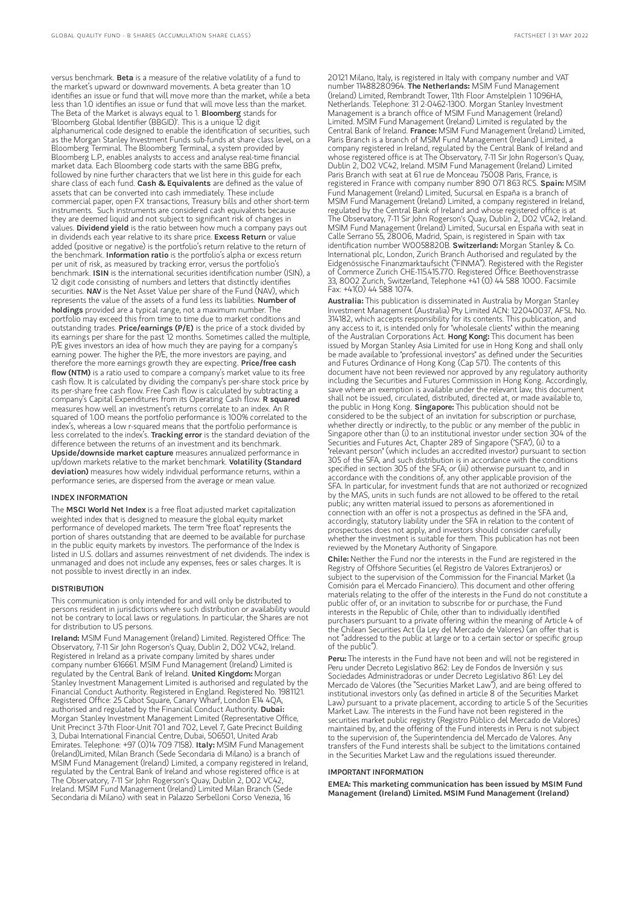versus benchmark. **Beta** is a measure of the relative volatility of a fund to the market's upward or downward movements. A beta greater than 1.0 identifies an issue or fund that will move more than the market, while a beta less than 1.0 identifies an issue or fund that will move less than the market. The Beta of the Market is always equal to 1. **Bloomberg** stands for 'Bloomberg Global Identifier (BBGID)'. This is a unique 12 digit alphanumerical code designed to enable the identification of securities, such as the Morgan Stanley Investment Funds sub-funds at share class level, on a Bloomberg Terminal. The Bloomberg Terminal, a system provided by Bloomberg L.P., enables analysts to access and analyse real-time financial market data. Each Bloomberg code starts with the same BBG prefix, followed by nine further characters that we list here in this guide for each share class of each fund. **Cash & Equivalents** are defined as the value of assets that can be converted into cash immediately. These include commercial paper, open FX transactions, Treasury bills and other short-term instruments. Such instruments are considered cash equivalents because they are deemed liquid and not subject to significant risk of changes in values. **Dividend yield** is the ratio between how much a company pays out in dividends each year relative to its share price. **Excess Return** or value added (positive or negative) is the portfolio's return relative to the return of the benchmark. **Information ratio** is the portfolio's alpha or excess return per unit of risk, as measured by tracking error, versus the portfolio's benchmark. **ISIN** is the international securities identification number (ISIN), a 12 digit code consisting of numbers and letters that distinctly identifies securities. **NAV** is the Net Asset Value per share of the Fund (NAV), which represents the value of the assets of a fund less its liabilities. **Number of holdings** provided are a typical range, not a maximum number. The portfolio may exceed this from time to time due to market conditions and outstanding trades. **Price/earnings (P/E)** is the price of a stock divided by its earnings per share for the past 12 months. Sometimes called the multiple, P/E gives investors an idea of how much they are paying for a company's earning power. The higher the P/E, the more investors are paying, and therefore the more earnings growth they are expecting. **Price/free cash flow (NTM)** is a ratio used to compare a company's market value to its free cash flow. It is calculated by dividing the company's per-share stock price by its per-share free cash flow. Free Cash flow is calculated by subtracting a company's Capital Expenditures from its Operating Cash flow. **R squared** measures how well an investment's returns correlate to an index. An R squared of 1.00 means the portfolio performance is 100% correlated to the index's, whereas a low r-squared means that the portfolio performance is less correlated to the index's. **Tracking error** is the standard deviation of the difference between the returns of an investment and its benchmark. **Upside/downside market capture** measures annualized performance in up/down markets relative to the market benchmark. **Volatility (Standard deviation)** measures how widely individual performance returns, within a performance series, are dispersed from the average or mean value.

### INDEX INFORMATION

The **MSCI World Net Index** is a free float adjusted market capitalization weighted index that is designed to measure the global equity market performance of developed markets. The term "free float" represents the portion of shares outstanding that are deemed to be available for purchase in the public equity markets by investors. The performance of the Index is listed in U.S. dollars and assumes reinvestment of net dividends. The index is unmanaged and does not include any expenses, fees or sales charges. It is not possible to invest directly in an index.

### DISTRIBUTION

This communication is only intended for and will only be distributed to persons resident in jurisdictions where such distribution or availability would not be contrary to local laws or regulations. In particular, the Shares are not for distribution to US persons.

**Ireland:** MSIM Fund Management (Ireland) Limited. Registered Office: The Observatory, 7-11 Sir John Rogerson's Quay, Dublin 2, D02 VC42, Ireland. Registered in Ireland as a private company limited by shares under company number 616661. MSIM Fund Management (Ireland) Limited is regulated by the Central Bank of Ireland. **United Kingdom:** Morgan Stanley Investment Management Limited is authorised and regulated by the Financial Conduct Authority. Registered in England. Registered No. 1981121. Registered Office: 25 Cabot Square, Canary Wharf, London E14 4QA, authorised and regulated by the Financial Conduct Authority. **Dubai:** Morgan Stanley Investment Management Limited (Representative Office, Unit Precinct 3-7th Floor-Unit 701 and 702, Level 7, Gate Precinct Building 3, Dubai International Financial Centre, Dubai, 506501, United Arab Emirates. Telephone: +97 (0)14 709 7158). **Italy:** MSIM Fund Management (Ireland)Limited, Milan Branch (Sede Secondaria di Milano) is a branch of MSIM Fund Management (Ireland) Limited, a company registered in Ireland, regulated by the Central Bank of Ireland and whose registered office is at The Observatory, 7-11 Sir John Rogerson's Quay, Dublin 2, D02 VC42, Ireland. MSIM Fund Management (Ireland) Limited Milan Branch (Sede Secondaria di Milano) with seat in Palazzo Serbelloni Corso Venezia, 16 20121 Milano, Italy, is registered in Italy with company number and VAT number 11488280964. **The Netherlands:** MSIM Fund Management (Ireland) Limited, Rembrandt Tower, 11th Floor Amstelplein 1 1096HA, Netherlands. Telephone: 31 2-0462-1300. Morgan Stanley Investment Management is a branch office of MSIM Fund Management (Ireland) Limited. MSIM Fund Management (Ireland) Limited is regulated by the Central Bank of Ireland. **France:** MSIM Fund Management (Ireland) Limited, Paris Branch is a branch of MSIM Fund Management (Ireland) Limited, a company registered in Ireland, regulated by the Central Bank of Ireland and whose registered office is at The Observatory, 7-11 Sir John Rogerson's Quay, Dublin 2, D02 VC42, Ireland. MSIM Fund Management (Ireland) Limited Paris Branch with seat at 61 rue de Monceau 75008 Paris, France, is registered in France with company number 890 071 863 RCS. **Spain:** MSIM Fund Management (Ireland) Limited, Sucursal en España is a branch of MSIM Fund Management (Ireland) Limited, a company registered in Ireland, regulated by the Central Bank of Ireland and whose registered office is at The Observatory, 7-11 Sir John Rogerson's Quay, Dublin 2, D02 VC42, Ireland. MSIM Fund Management (Ireland) Limited, Sucursal en España with seat in Calle Serrano 55, 28006, Madrid, Spain, is registered in Spain with tax identification number W0058820B. **Switzerland:** Morgan Stanley & Co. International plc, London, Zurich Branch Authorised and regulated by the Eidgenössische Finanzmarktaufsicht ("FINMA"). Registered with the Register of Commerce Zurich CHE-115.415.770. Registered Office: Beethovenstrasse 33, 8002 Zurich, Switzerland, Telephone +41 (0) 44 588 1000. Facsimile Fax: +41(0) 44 588 1074.

**Australia:** This publication is disseminated in Australia by Morgan Stanley Investment Management (Australia) Pty Limited ACN: 122040037, AFSL No. 314182, which accepts responsibility for its contents. This publication, and any access to it, is intended only for "wholesale clients" within the meaning of the Australian Corporations Act. **Hong Kong:** This document has been issued by Morgan Stanley Asia Limited for use in Hong Kong and shall only be made available to "professional investors" as defined under the Securities and Futures Ordinance of Hong Kong (Cap 571). The contents of this document have not been reviewed nor approved by any regulatory authority including the Securities and Futures Commission in Hong Kong. Accordingly, save where an exemption is available under the relevant law, this document shall not be issued, circulated, distributed, directed at, or made available to, the public in Hong Kong. **Singapore:** This publication should not be considered to be the subject of an invitation for subscription or purchase, whether directly or indirectly, to the public or any member of the public in Singapore other than (i) to an institutional investor under section 304 of the Securities and Futures Act, Chapter 289 of Singapore ("SFA"), (ii) to a "relevant person" (which includes an accredited investor) pursuant to section 305 of the SFA, and such distribution is in accordance with the conditions specified in section 305 of the SFA; or (iii) otherwise pursuant to, and in accordance with the conditions of, any other applicable provision of the SFA. In particular, for investment funds that are not authorized or recognized by the MAS, units in such funds are not allowed to be offered to the retail public; any written material issued to persons as aforementioned in connection with an offer is not a prospectus as defined in the SFA and, accordingly, statutory liability under the SFA in relation to the content of prospectuses does not apply, and investors should consider carefully whether the investment is suitable for them. This publication has not been reviewed by the Monetary Authority of Singapore.

**Chile:** Neither the Fund nor the interests in the Fund are registered in the Registry of Offshore Securities (el Registro de Valores Extranjeros) or subject to the supervision of the Commission for the Financial Market (la Comisión para el Mercado Financiero). This document and other offering materials relating to the offer of the interests in the Fund do not constitute a public offer of, or an invitation to subscribe for or purchase, the Fund interests in the Republic of Chile, other than to individually identified purchasers pursuant to a private offering within the meaning of Article 4 of the Chilean Securities Act (la Ley del Mercado de Valores) (an offer that is not "addressed to the public at large or to a certain sector or specific group of the public").

**Peru:** The interests in the Fund have not been and will not be registered in Peru under Decreto Legislativo 862: Ley de Fondos de Inversión y sus Sociedades Administradoras or under Decreto Legislativo 861: Ley del Mercado de Valores (the "Securities Market Law"), and are being offered to institutional investors only (as defined in article 8 of the Securities Market Law) pursuant to a private placement, according to article 5 of the Securities Market Law. The interests in the Fund have not been registered in the securities market public registry (Registro Público del Mercado de Valores) maintained by, and the offering of the Fund interests in Peru is not subject to the supervision of, the Superintendencia del Mercado de Valores. Any transfers of the Fund interests shall be subject to the limitations contained in the Securities Market Law and the regulations issued thereunder.

### IMPORTANT INFORMATION

**EMEA: This marketing communication has been issued by MSIM Fund Management (Ireland) Limited. MSIM Fund Management (Ireland)**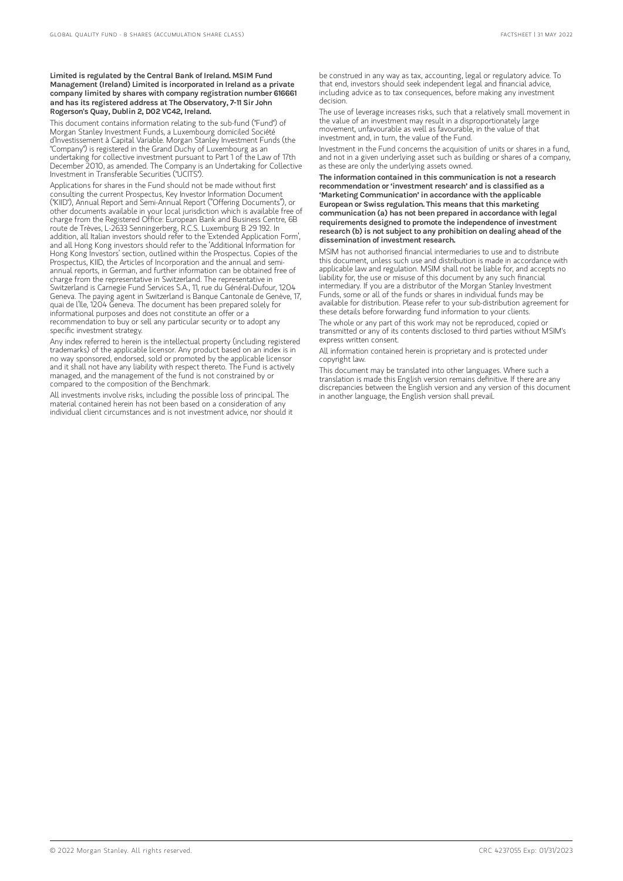**Limited is regulated by the Central Bank of Ireland. MSIM Fund Management (Ireland) Limited is incorporated in Ireland as a private company limited by shares with company registration number 616661 and has its registered address at The Observatory, 7-11 Sir John Rogerson's Quay, Dublin 2, D02 VC42, Ireland.**

This document contains information relating to the sub-fund ("Fund") of Morgan Stanley Investment Funds, a Luxembourg domiciled Société d'Investissement à Capital Variable. Morgan Stanley Investment Funds (the "Company") is registered in the Grand Duchy of Luxembourg as an undertaking for collective investment pursuant to Part 1 of the Law of 17th December 2010, as amended. The Company is an Undertaking for Collective Investment in Transferable Securities ("UCITS").

Applications for shares in the Fund should not be made without first consulting the current Prospectus, Key Investor Information Document ("KIID"), Annual Report and Semi-Annual Report ("Offering Documents"), or other documents available in your local jurisdiction which is available free of charge from the Registered Office: European Bank and Business Centre, 6B route de Trèves, L-2633 Senningerberg, R.C.S. Luxemburg B 29 192. In addition, all Italian investors should refer to the 'Extended Application Form', and all Hong Kong investors should refer to the 'Additional Information for Hong Kong Investors' section, outlined within the Prospectus. Copies of the Prospectus, KIID, the Articles of Incorporation and the annual and semi-annual reports, in German, and further information can be obtained free of charge from the representative in Switzerland. The representative in Switzerland is Carnegie Fund Services S.A., 11, rue du Général-Dufour, 1204 Geneva. The paying agent in Switzerland is Banque Cantonale de Genève, 17, quai de l'Ile, 1204 Geneva. The document has been prepared solely for informational purposes and does not constitute an offer or a recommendation to buy or sell any particular security or to adopt any specific investment strategy.

Any index referred to herein is the intellectual property (including registered trademarks) of the applicable licensor. Any product based on an index is in no way sponsored, endorsed, sold or promoted by the applicable licensor and it shall not have any liability with respect thereto. The Fund is actively managed, and the management of the fund is not constrained by or compared to the composition of the Benchmark.

All investments involve risks, including the possible loss of principal. The material contained herein has not been based on a consideration of any individual client circumstances and is not investment advice, nor should it be construed in any way as tax, accounting, legal or regulatory advice. To that end, investors should seek independent legal and financial advice, including advice as to tax consequences, before making any investment decision.

The use of leverage increases risks, such that a relatively small movement in the value of an investment may result in a disproportionately large movement, unfavourable as well as favourable, in the value of that investment and, in turn, the value of the Fund.

Investment in the Fund concerns the acquisition of units or shares in a fund, and not in a given underlying asset such as building or shares of a company, as these are only the underlying assets owned.

**The information contained in this communication is not a research recommendation or 'investment research' and is classified as a 'Marketing Communication' in accordance with the applicable European or Swiss regulation. This means that this marketing communication (a) has not been prepared in accordance with legal requirements designed to promote the independence of investment research (b) is not subject to any prohibition on dealing ahead of the dissemination of investment research.**

MSIM has not authorised financial intermediaries to use and to distribute this document, unless such use and distribution is made in accordance with applicable law and regulation. MSIM shall not be liable for, and accepts no liability for, the use or misuse of this document by any such financial intermediary. If you are a distributor of the Morgan Stanley Investment Funds, some or all of the funds or shares in individual funds may be available for distribution. Please refer to your sub-distribution agreement for these details before forwarding fund information to your clients.

The whole or any part of this work may not be reproduced, copied or transmitted or any of its contents disclosed to third parties without MSIM's express written consent.

All information contained herein is proprietary and is protected under copyright law.

This document may be translated into other languages. Where such a translation is made this English version remains definitive. If there are any discrepancies between the English version and any version of this document in another language, the English version shall prevail.

© 2022 Morgan Stanley. All rights reserved.

CRC 4237055 Exp: 01/31/2023